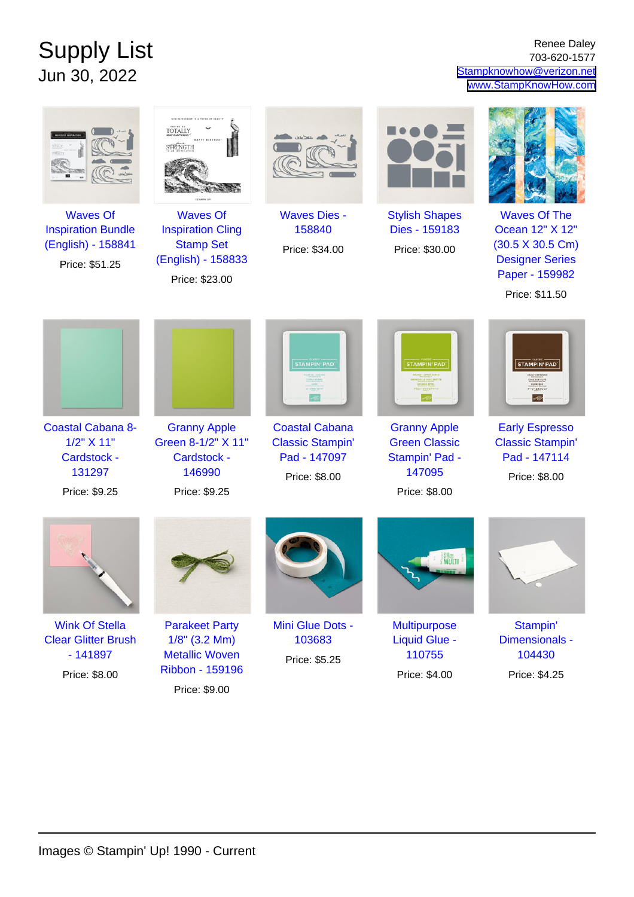# Supply List

Jun 30, 2022

Renee Daley
703-620-1577
Stampknowhow@verizon.net
www.StampKnowHow.com

Waves Of Inspiration Bundle (English) - 158841
Price: $51.25

Waves Of Inspiration Cling Stamp Set (English) - 158833
Price: $23.00

Waves Dies - 158840
Price: $34.00

Stylish Shapes Dies - 159183
Price: $30.00

Waves Of The Ocean 12" X 12" (30.5 X 30.5 Cm) Designer Series Paper - 159982
Price: $11.50

Coastal Cabana 8-1/2" X 11" Cardstock - 131297
Price: $9.25

Granny Apple Green 8-1/2" X 11" Cardstock - 146990
Price: $9.25

Coastal Cabana Classic Stampin' Pad - 147097
Price: $8.00

Granny Apple Green Classic Stampin' Pad - 147095
Price: $8.00

Early Espresso Classic Stampin' Pad - 147114
Price: $8.00

Wink Of Stella Clear Glitter Brush - 141897
Price: $8.00

Parakeet Party 1/8" (3.2 Mm) Metallic Woven Ribbon - 159196
Price: $9.00

Mini Glue Dots - 103683
Price: $5.25

Multipurpose Liquid Glue - 110755
Price: $4.00

Stampin' Dimensionals - 104430
Price: $4.25

Images © Stampin' Up! 1990 - Current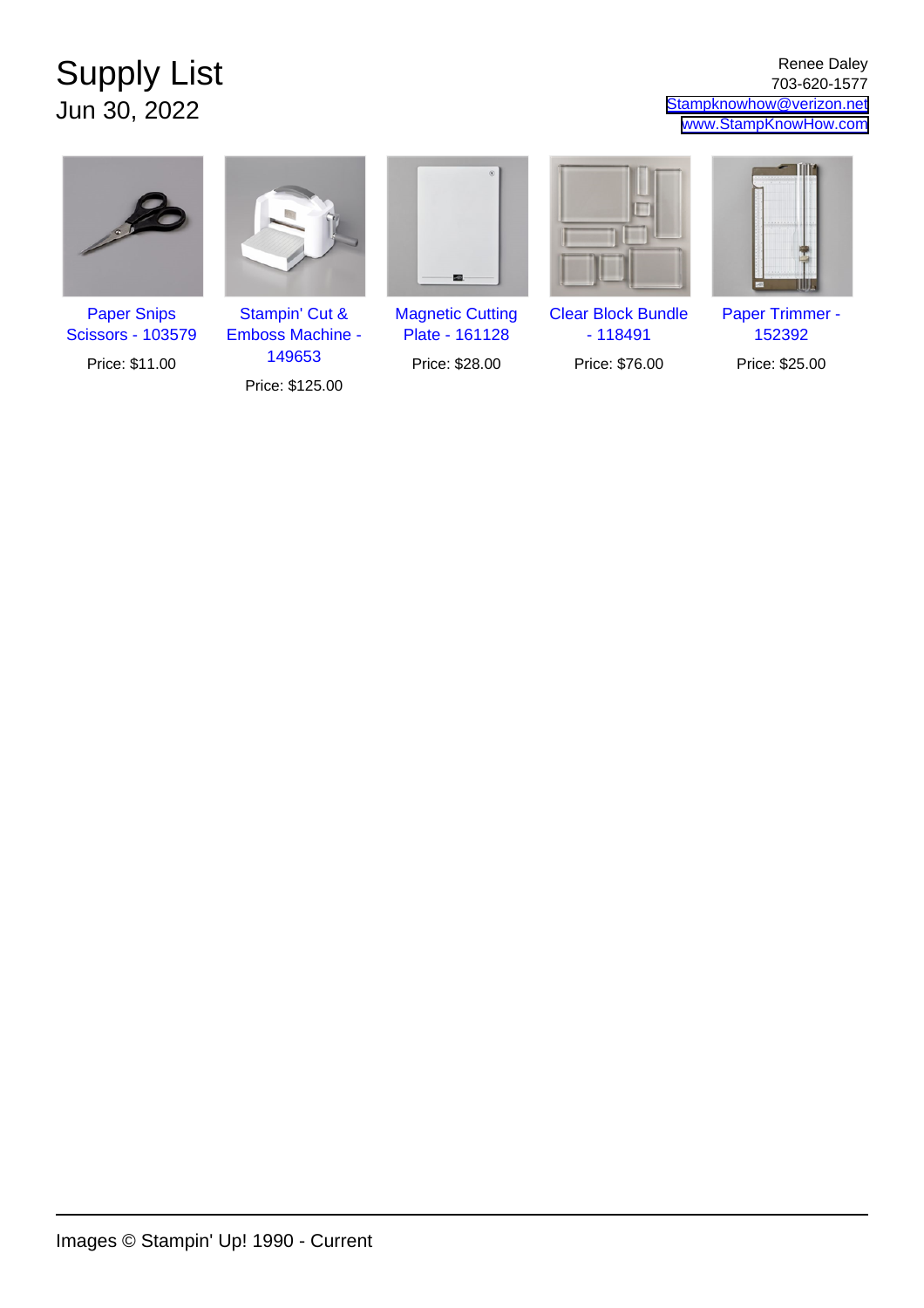# Supply List

Jun 30, 2022

Renee Daley
703-620-1577
Stampknowhow@verizon.net
www.StampKnowHow.com

| | | | | |
|---|---|---|---|---|
| Paper Snips Scissors - 103579 | Stampin' Cut & Emboss Machine - 149653 | Magnetic Cutting Plate - 161128 | Clear Block Bundle - 118491 | Paper Trimmer - 152392 |
| Price: $11.00 | Price: $125.00 | Price: $28.00 | Price: $76.00 | Price: $25.00 |

Images © Stampin' Up! 1990 - Current